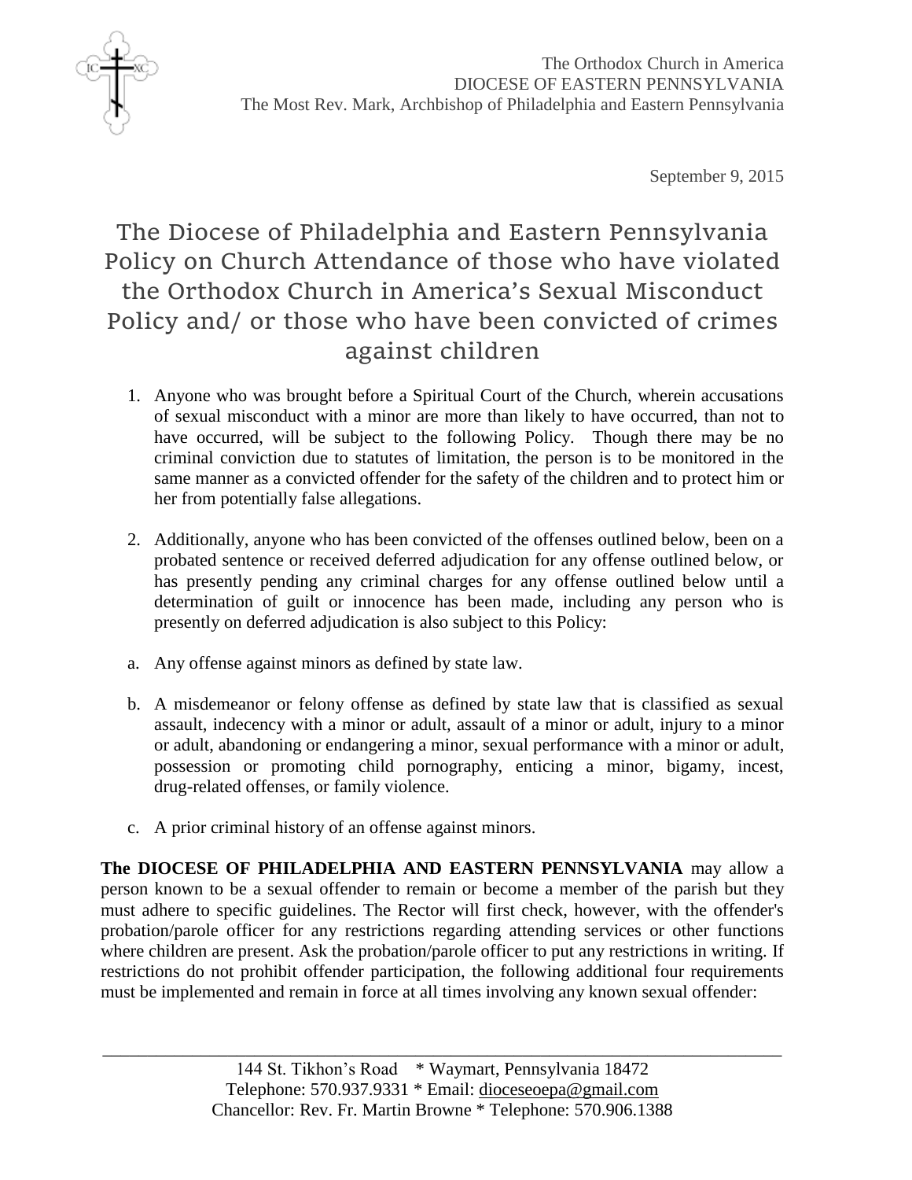The Orthodox Church in America
DIOCESE OF EASTERN PENNSYLVANIA
The Most Rev. Mark, Archbishop of Philadelphia and Eastern Pennsylvania

September 9, 2015

# The Diocese of Philadelphia and Eastern Pennsylvania Policy on Church Attendance of those who have violated the Orthodox Church in America's Sexual Misconduct Policy and/ or those who have been convicted of crimes against children

1. Anyone who was brought before a Spiritual Court of the Church, wherein accusations of sexual misconduct with a minor are more than likely to have occurred, than not to have occurred, will be subject to the following Policy. Though there may be no criminal conviction due to statutes of limitation, the person is to be monitored in the same manner as a convicted offender for the safety of the children and to protect him or her from potentially false allegations.

2. Additionally, anyone who has been convicted of the offenses outlined below, been on a probated sentence or received deferred adjudication for any offense outlined below, or has presently pending any criminal charges for any offense outlined below until a determination of guilt or innocence has been made, including any person who is presently on deferred adjudication is also subject to this Policy:

a. Any offense against minors as defined by state law.

b. A misdemeanor or felony offense as defined by state law that is classified as sexual assault, indecency with a minor or adult, assault of a minor or adult, injury to a minor or adult, abandoning or endangering a minor, sexual performance with a minor or adult, possession or promoting child pornography, enticing a minor, bigamy, incest, drug-related offenses, or family violence.

c. A prior criminal history of an offense against minors.

**The DIOCESE OF PHILADELPHIA AND EASTERN PENNSYLVANIA** may allow a person known to be a sexual offender to remain or become a member of the parish but they must adhere to specific guidelines. The Rector will first check, however, with the offender's probation/parole officer for any restrictions regarding attending services or other functions where children are present. Ask the probation/parole officer to put any restrictions in writing. If restrictions do not prohibit offender participation, the following additional four requirements must be implemented and remain in force at all times involving any known sexual offender:

144 St. Tikhon's Road * Waymart, Pennsylvania 18472
Telephone: 570.937.9331 * Email: dioceseoepa@gmail.com
Chancellor: Rev. Fr. Martin Browne * Telephone: 570.906.1388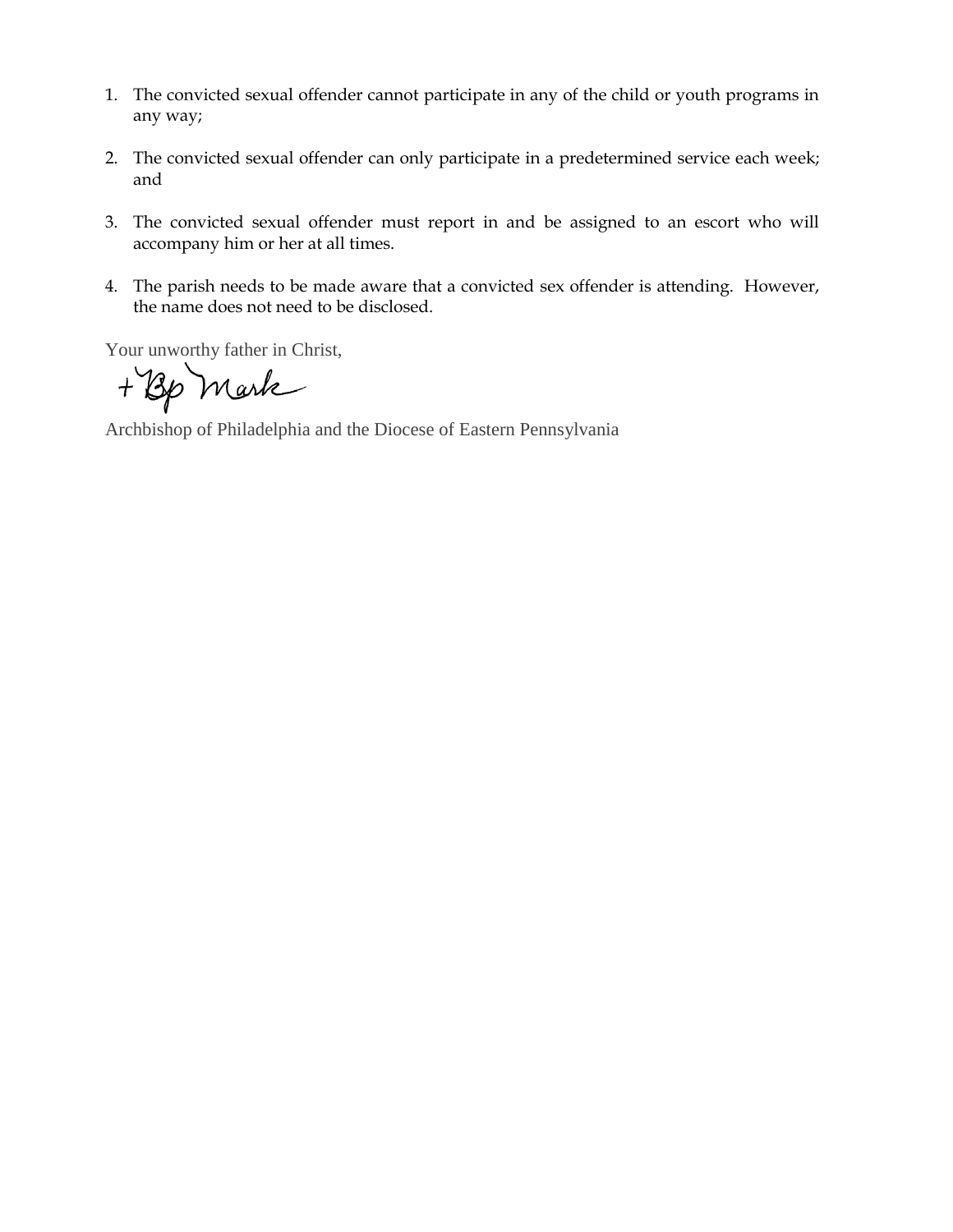1. The convicted sexual offender cannot participate in any of the child or youth programs in any way;

2. The convicted sexual offender can only participate in a predetermined service each week; and

3. The convicted sexual offender must report in and be assigned to an escort who will accompany him or her at all times.

4. The parish needs to be made aware that a convicted sex offender is attending. However, the name does not need to be disclosed.

Your unworthy father in Christ,

+Bp Mark

Archbishop of Philadelphia and the Diocese of Eastern Pennsylvania